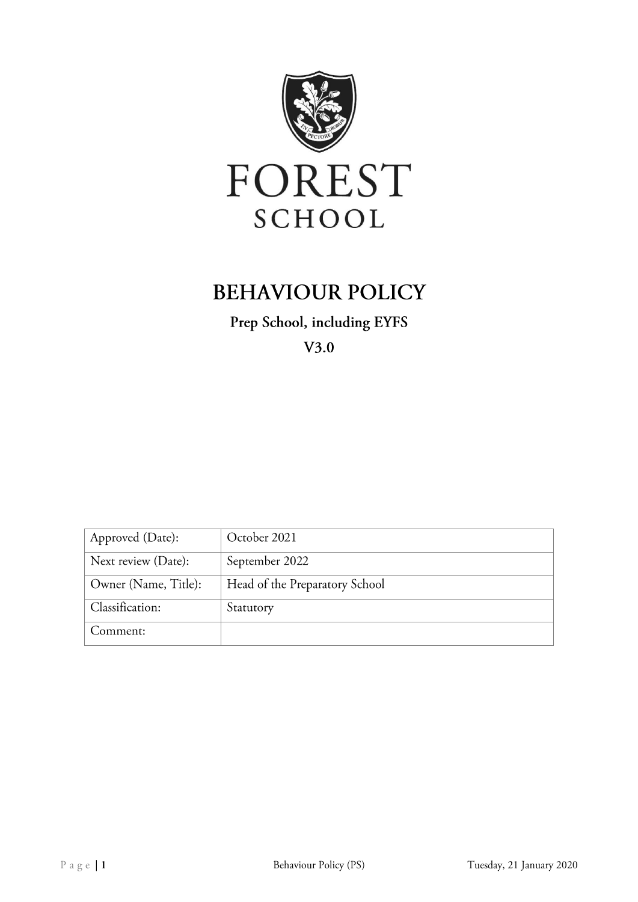# FOREST SCHOOL

# BEHAVIOUR POLICY

## Prep School, including EYFS

## V3.0

| Approved (Date): | October 2021 |
|---|---|
| Next review (Date): | September 2022 |
| Owner (Name, Title): | Head of the Preparatory School |
| Classification: | Statutory |
| Comment: | |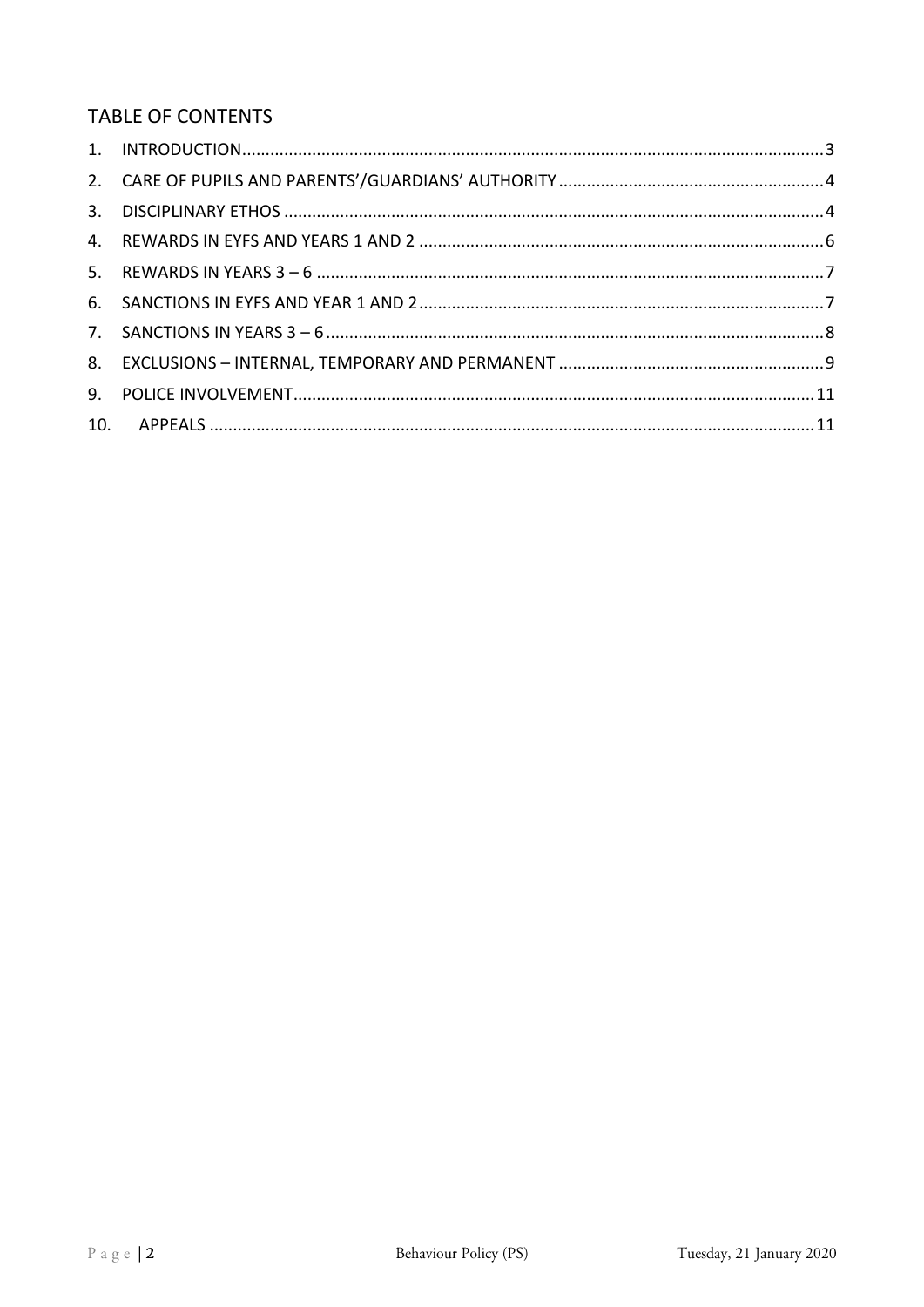## TABLE OF CONTENTS

1. INTRODUCTION....3
2. CARE OF PUPILS AND PARENTS'/GUARDIANS' AUTHORITY....4
3. DISCIPLINARY ETHOS....4
4. REWARDS IN EYFS AND YEARS 1 AND 2....6
5. REWARDS IN YEARS 3 – 6....7
6. SANCTIONS IN EYFS AND YEAR 1 AND 2....7
7. SANCTIONS IN YEARS 3 – 6....8
8. EXCLUSIONS – INTERNAL, TEMPORARY AND PERMANENT....9
9. POLICE INVOLVEMENT....11
10. APPEALS....11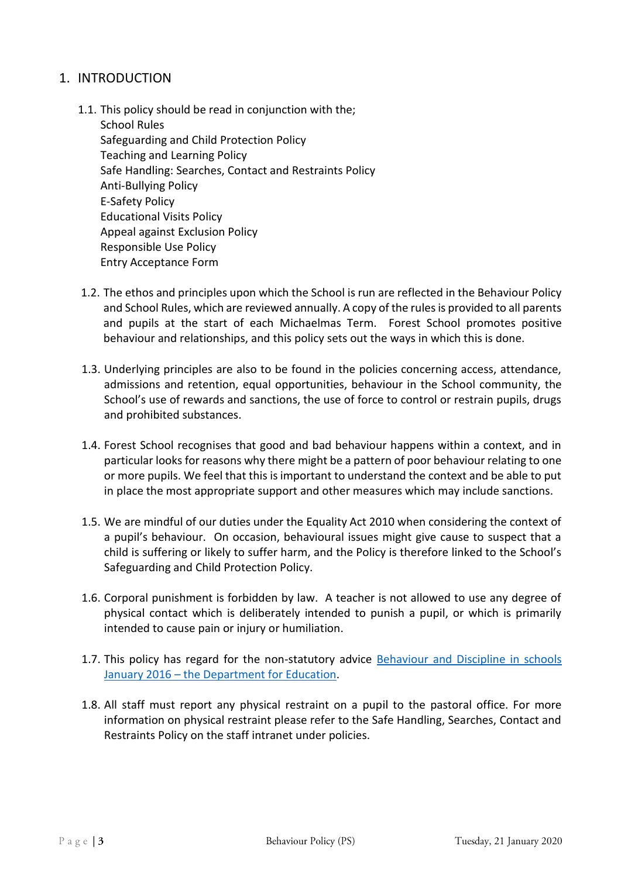## 1. INTRODUCTION

1.1. This policy should be read in conjunction with the;
School Rules
Safeguarding and Child Protection Policy
Teaching and Learning Policy
Safe Handling: Searches, Contact and Restraints Policy
Anti-Bullying Policy
E-Safety Policy
Educational Visits Policy
Appeal against Exclusion Policy
Responsible Use Policy
Entry Acceptance Form

1.2. The ethos and principles upon which the School is run are reflected in the Behaviour Policy and School Rules, which are reviewed annually. A copy of the rules is provided to all parents and pupils at the start of each Michaelmas Term. Forest School promotes positive behaviour and relationships, and this policy sets out the ways in which this is done.

1.3. Underlying principles are also to be found in the policies concerning access, attendance, admissions and retention, equal opportunities, behaviour in the School community, the School's use of rewards and sanctions, the use of force to control or restrain pupils, drugs and prohibited substances.

1.4. Forest School recognises that good and bad behaviour happens within a context, and in particular looks for reasons why there might be a pattern of poor behaviour relating to one or more pupils. We feel that this is important to understand the context and be able to put in place the most appropriate support and other measures which may include sanctions.

1.5. We are mindful of our duties under the Equality Act 2010 when considering the context of a pupil's behaviour. On occasion, behavioural issues might give cause to suspect that a child is suffering or likely to suffer harm, and the Policy is therefore linked to the School's Safeguarding and Child Protection Policy.

1.6. Corporal punishment is forbidden by law. A teacher is not allowed to use any degree of physical contact which is deliberately intended to punish a pupil, or which is primarily intended to cause pain or injury or humiliation.

1.7. This policy has regard for the non-statutory advice Behaviour and Discipline in schools January 2016 – the Department for Education.

1.8. All staff must report any physical restraint on a pupil to the pastoral office. For more information on physical restraint please refer to the Safe Handling, Searches, Contact and Restraints Policy on the staff intranet under policies.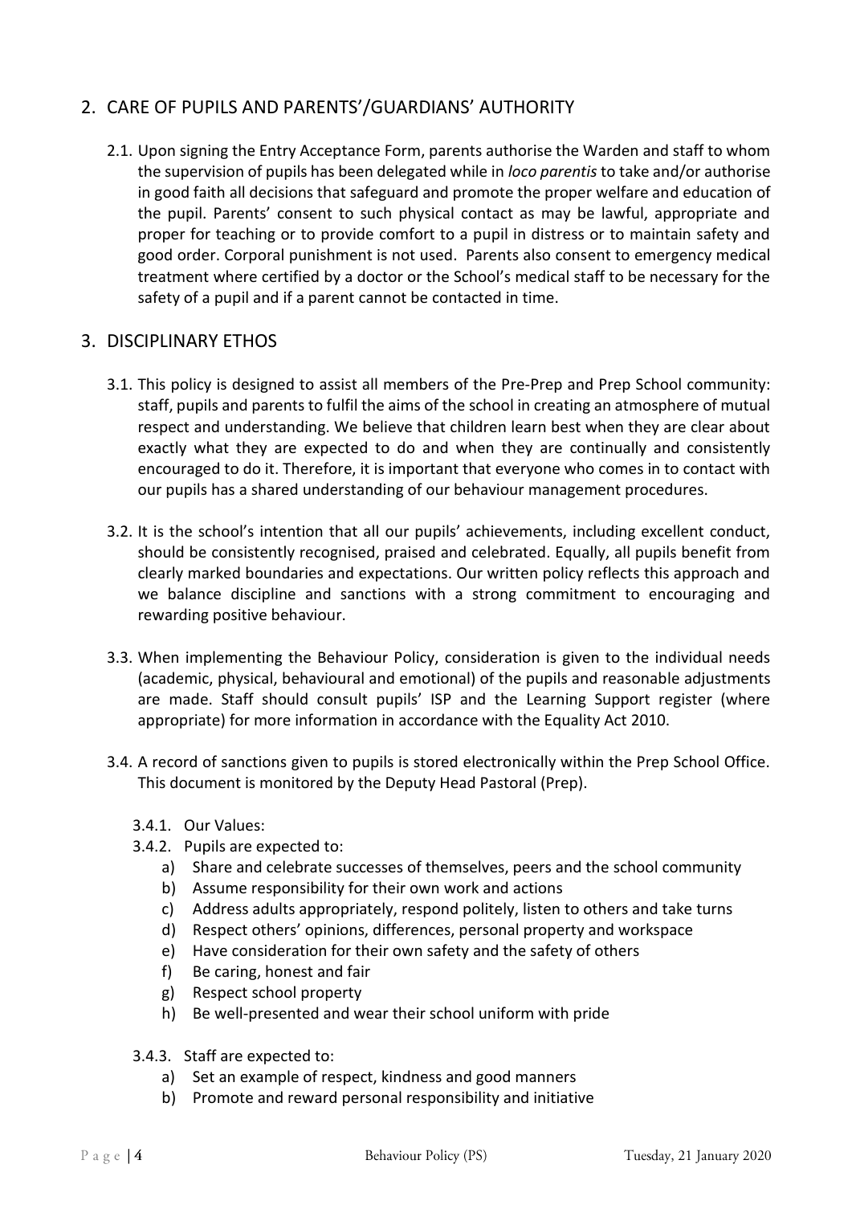## 2. CARE OF PUPILS AND PARENTS'/GUARDIANS' AUTHORITY

2.1. Upon signing the Entry Acceptance Form, parents authorise the Warden and staff to whom the supervision of pupils has been delegated while in *loco parentis* to take and/or authorise in good faith all decisions that safeguard and promote the proper welfare and education of the pupil. Parents' consent to such physical contact as may be lawful, appropriate and proper for teaching or to provide comfort to a pupil in distress or to maintain safety and good order. Corporal punishment is not used. Parents also consent to emergency medical treatment where certified by a doctor or the School's medical staff to be necessary for the safety of a pupil and if a parent cannot be contacted in time.

## 3. DISCIPLINARY ETHOS

3.1. This policy is designed to assist all members of the Pre-Prep and Prep School community: staff, pupils and parents to fulfil the aims of the school in creating an atmosphere of mutual respect and understanding. We believe that children learn best when they are clear about exactly what they are expected to do and when they are continually and consistently encouraged to do it. Therefore, it is important that everyone who comes in to contact with our pupils has a shared understanding of our behaviour management procedures.

3.2. It is the school's intention that all our pupils' achievements, including excellent conduct, should be consistently recognised, praised and celebrated. Equally, all pupils benefit from clearly marked boundaries and expectations. Our written policy reflects this approach and we balance discipline and sanctions with a strong commitment to encouraging and rewarding positive behaviour.

3.3. When implementing the Behaviour Policy, consideration is given to the individual needs (academic, physical, behavioural and emotional) of the pupils and reasonable adjustments are made. Staff should consult pupils' ISP and the Learning Support register (where appropriate) for more information in accordance with the Equality Act 2010.

3.4. A record of sanctions given to pupils is stored electronically within the Prep School Office. This document is monitored by the Deputy Head Pastoral (Prep).

3.4.1. Our Values:

3.4.2. Pupils are expected to:

a) Share and celebrate successes of themselves, peers and the school community
b) Assume responsibility for their own work and actions
c) Address adults appropriately, respond politely, listen to others and take turns
d) Respect others' opinions, differences, personal property and workspace
e) Have consideration for their own safety and the safety of others
f) Be caring, honest and fair
g) Respect school property
h) Be well-presented and wear their school uniform with pride

3.4.3. Staff are expected to:

a) Set an example of respect, kindness and good manners
b) Promote and reward personal responsibility and initiative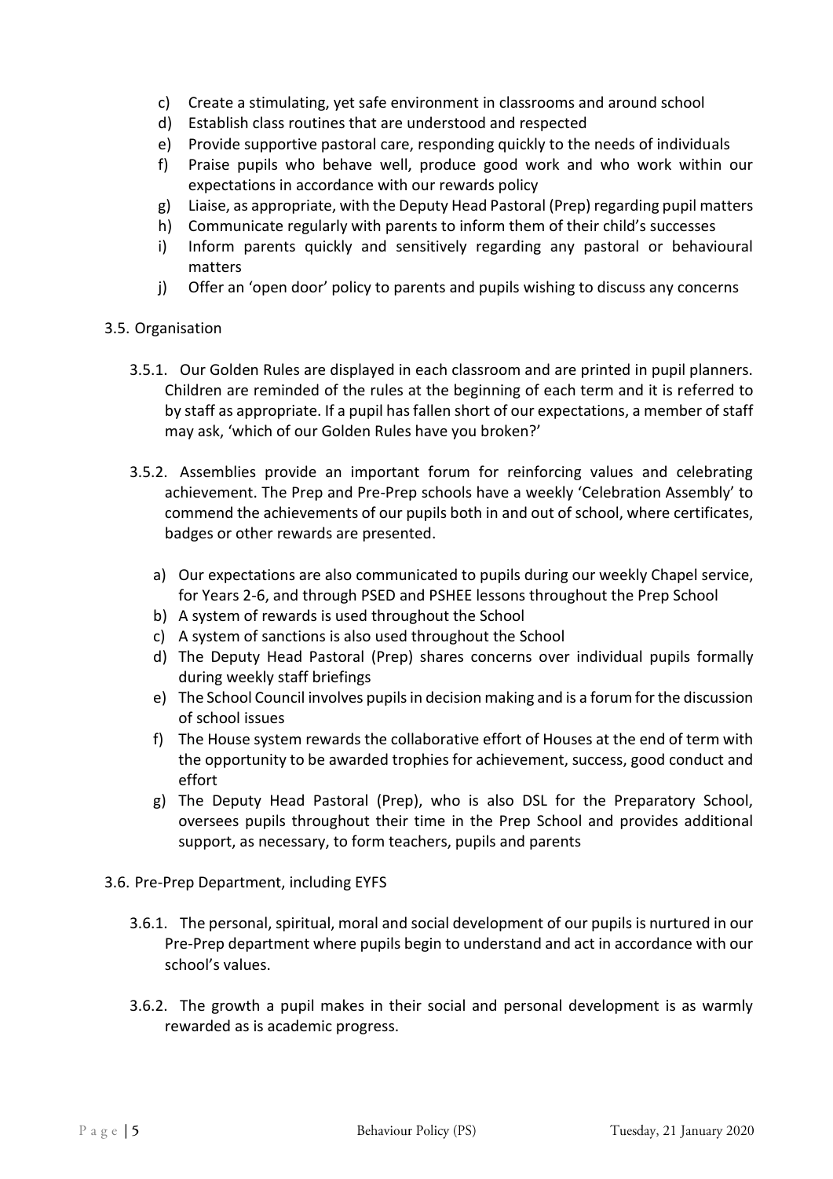c) Create a stimulating, yet safe environment in classrooms and around school
d) Establish class routines that are understood and respected
e) Provide supportive pastoral care, responding quickly to the needs of individuals
f) Praise pupils who behave well, produce good work and who work within our expectations in accordance with our rewards policy
g) Liaise, as appropriate, with the Deputy Head Pastoral (Prep) regarding pupil matters
h) Communicate regularly with parents to inform them of their child's successes
i) Inform parents quickly and sensitively regarding any pastoral or behavioural matters
j) Offer an 'open door' policy to parents and pupils wishing to discuss any concerns

3.5. Organisation

3.5.1. Our Golden Rules are displayed in each classroom and are printed in pupil planners. Children are reminded of the rules at the beginning of each term and it is referred to by staff as appropriate. If a pupil has fallen short of our expectations, a member of staff may ask, 'which of our Golden Rules have you broken?'

3.5.2. Assemblies provide an important forum for reinforcing values and celebrating achievement. The Prep and Pre-Prep schools have a weekly 'Celebration Assembly' to commend the achievements of our pupils both in and out of school, where certificates, badges or other rewards are presented.

a) Our expectations are also communicated to pupils during our weekly Chapel service, for Years 2-6, and through PSED and PSHEE lessons throughout the Prep School
b) A system of rewards is used throughout the School
c) A system of sanctions is also used throughout the School
d) The Deputy Head Pastoral (Prep) shares concerns over individual pupils formally during weekly staff briefings
e) The School Council involves pupils in decision making and is a forum for the discussion of school issues
f) The House system rewards the collaborative effort of Houses at the end of term with the opportunity to be awarded trophies for achievement, success, good conduct and effort
g) The Deputy Head Pastoral (Prep), who is also DSL for the Preparatory School, oversees pupils throughout their time in the Prep School and provides additional support, as necessary, to form teachers, pupils and parents

3.6. Pre-Prep Department, including EYFS

3.6.1. The personal, spiritual, moral and social development of our pupils is nurtured in our Pre-Prep department where pupils begin to understand and act in accordance with our school's values.

3.6.2. The growth a pupil makes in their social and personal development is as warmly rewarded as is academic progress.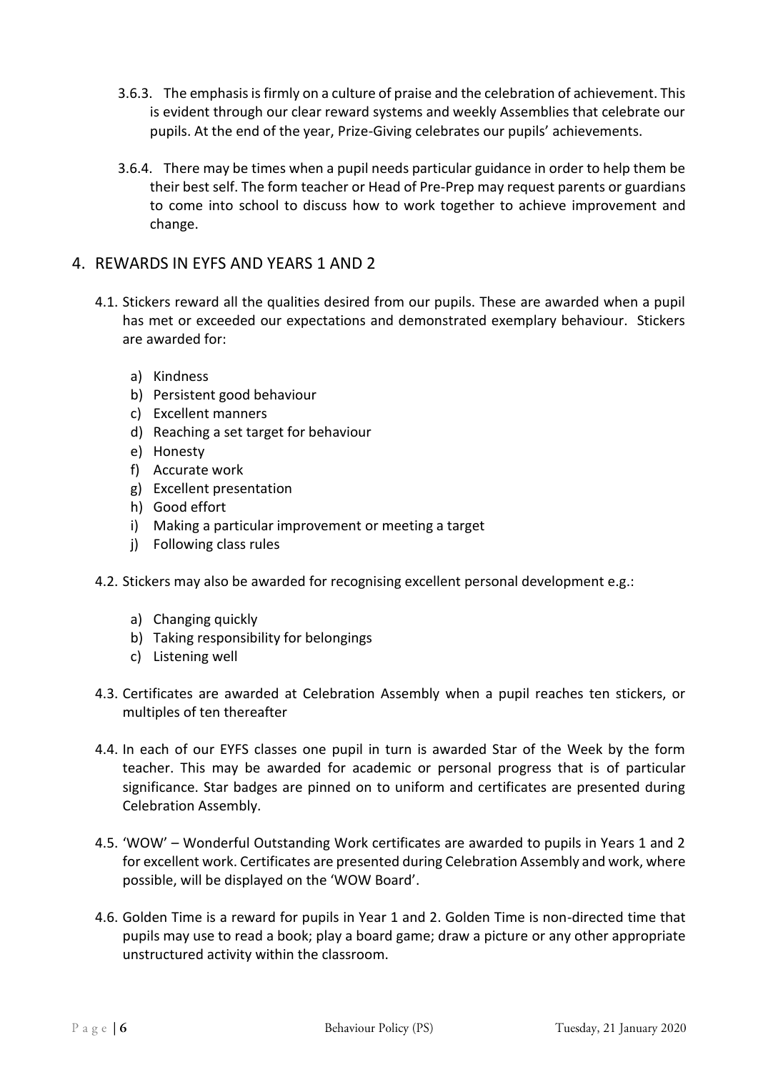3.6.3. The emphasis is firmly on a culture of praise and the celebration of achievement. This is evident through our clear reward systems and weekly Assemblies that celebrate our pupils. At the end of the year, Prize-Giving celebrates our pupils' achievements.

3.6.4. There may be times when a pupil needs particular guidance in order to help them be their best self. The form teacher or Head of Pre-Prep may request parents or guardians to come into school to discuss how to work together to achieve improvement and change.

## 4. REWARDS IN EYFS AND YEARS 1 AND 2

4.1. Stickers reward all the qualities desired from our pupils. These are awarded when a pupil has met or exceeded our expectations and demonstrated exemplary behaviour. Stickers are awarded for:

a) Kindness
b) Persistent good behaviour
c) Excellent manners
d) Reaching a set target for behaviour
e) Honesty
f) Accurate work
g) Excellent presentation
h) Good effort
i) Making a particular improvement or meeting a target
j) Following class rules

4.2. Stickers may also be awarded for recognising excellent personal development e.g.:

a) Changing quickly
b) Taking responsibility for belongings
c) Listening well

4.3. Certificates are awarded at Celebration Assembly when a pupil reaches ten stickers, or multiples of ten thereafter

4.4. In each of our EYFS classes one pupil in turn is awarded Star of the Week by the form teacher. This may be awarded for academic or personal progress that is of particular significance. Star badges are pinned on to uniform and certificates are presented during Celebration Assembly.

4.5. 'WOW' – Wonderful Outstanding Work certificates are awarded to pupils in Years 1 and 2 for excellent work. Certificates are presented during Celebration Assembly and work, where possible, will be displayed on the 'WOW Board'.

4.6. Golden Time is a reward for pupils in Year 1 and 2. Golden Time is non-directed time that pupils may use to read a book; play a board game; draw a picture or any other appropriate unstructured activity within the classroom.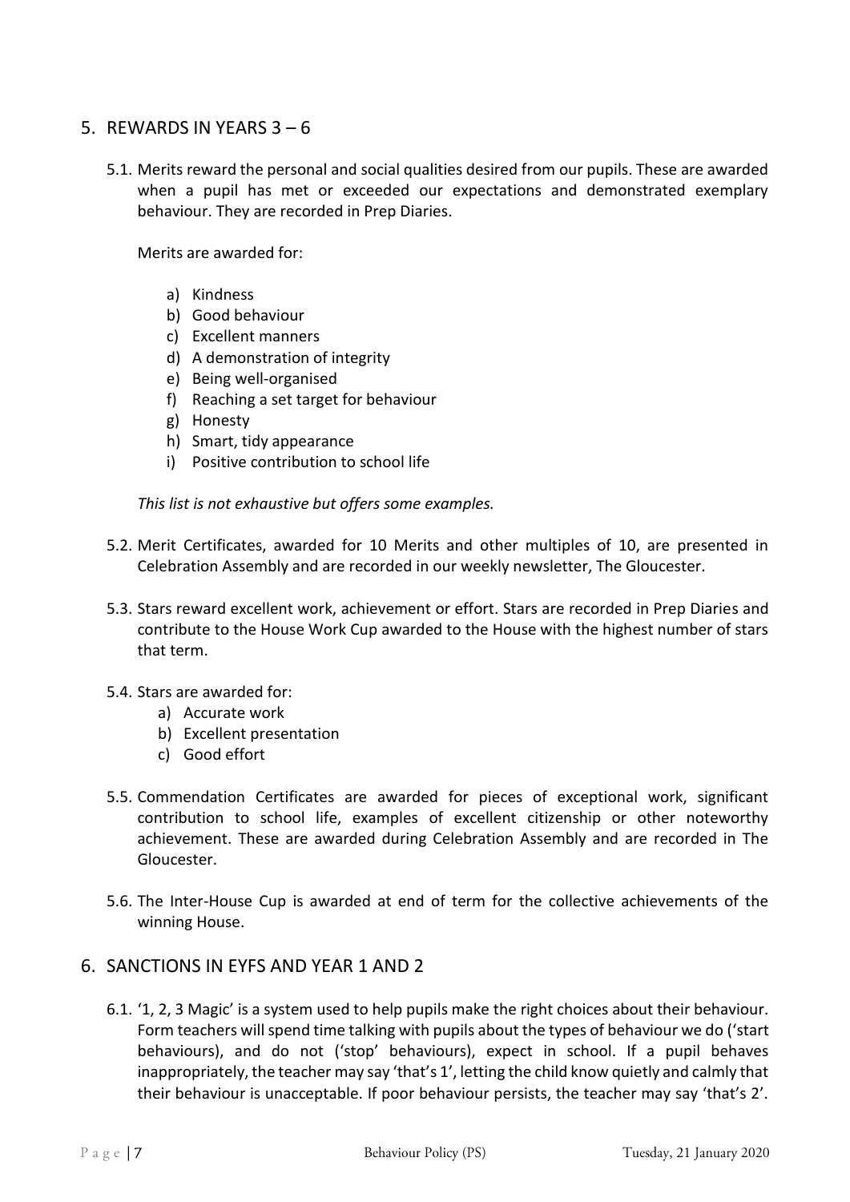## 5. REWARDS IN YEARS 3 – 6

5.1. Merits reward the personal and social qualities desired from our pupils. These are awarded when a pupil has met or exceeded our expectations and demonstrated exemplary behaviour. They are recorded in Prep Diaries.

Merits are awarded for:

a) Kindness
b) Good behaviour
c) Excellent manners
d) A demonstration of integrity
e) Being well-organised
f) Reaching a set target for behaviour
g) Honesty
h) Smart, tidy appearance
i) Positive contribution to school life

*This list is not exhaustive but offers some examples.*

5.2. Merit Certificates, awarded for 10 Merits and other multiples of 10, are presented in Celebration Assembly and are recorded in our weekly newsletter, The Gloucester.

5.3. Stars reward excellent work, achievement or effort. Stars are recorded in Prep Diaries and contribute to the House Work Cup awarded to the House with the highest number of stars that term.

5.4. Stars are awarded for:

a) Accurate work
b) Excellent presentation
c) Good effort

5.5. Commendation Certificates are awarded for pieces of exceptional work, significant contribution to school life, examples of excellent citizenship or other noteworthy achievement. These are awarded during Celebration Assembly and are recorded in The Gloucester.

5.6. The Inter-House Cup is awarded at end of term for the collective achievements of the winning House.

## 6. SANCTIONS IN EYFS AND YEAR 1 AND 2

6.1. '1, 2, 3 Magic' is a system used to help pupils make the right choices about their behaviour. Form teachers will spend time talking with pupils about the types of behaviour we do ('start behaviours), and do not ('stop' behaviours), expect in school. If a pupil behaves inappropriately, the teacher may say 'that's 1', letting the child know quietly and calmly that their behaviour is unacceptable. If poor behaviour persists, the teacher may say 'that's 2'.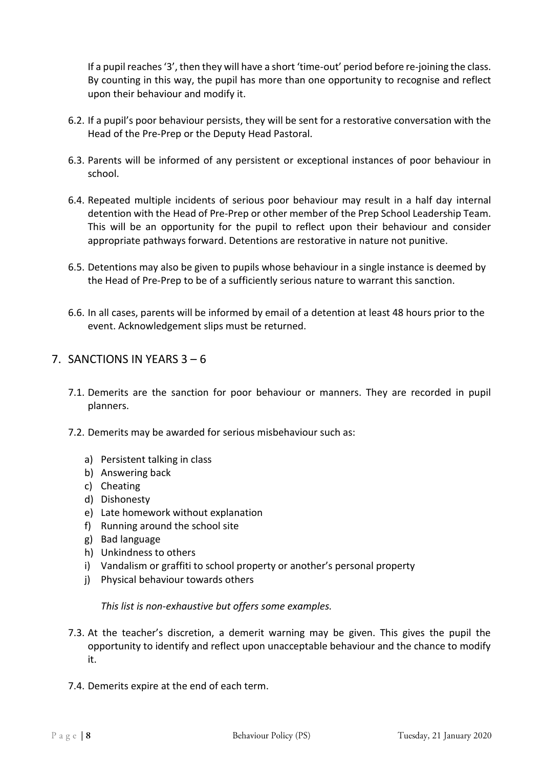If a pupil reaches '3', then they will have a short 'time-out' period before re-joining the class. By counting in this way, the pupil has more than one opportunity to recognise and reflect upon their behaviour and modify it.

6.2. If a pupil's poor behaviour persists, they will be sent for a restorative conversation with the Head of the Pre-Prep or the Deputy Head Pastoral.

6.3. Parents will be informed of any persistent or exceptional instances of poor behaviour in school.

6.4. Repeated multiple incidents of serious poor behaviour may result in a half day internal detention with the Head of Pre-Prep or other member of the Prep School Leadership Team. This will be an opportunity for the pupil to reflect upon their behaviour and consider appropriate pathways forward. Detentions are restorative in nature not punitive.

6.5. Detentions may also be given to pupils whose behaviour in a single instance is deemed by the Head of Pre-Prep to be of a sufficiently serious nature to warrant this sanction.

6.6. In all cases, parents will be informed by email of a detention at least 48 hours prior to the event. Acknowledgement slips must be returned.

## 7. SANCTIONS IN YEARS 3 – 6

7.1. Demerits are the sanction for poor behaviour or manners. They are recorded in pupil planners.

7.2. Demerits may be awarded for serious misbehaviour such as:

a) Persistent talking in class
b) Answering back
c) Cheating
d) Dishonesty
e) Late homework without explanation
f) Running around the school site
g) Bad language
h) Unkindness to others
i) Vandalism or graffiti to school property or another's personal property
j) Physical behaviour towards others

*This list is non-exhaustive but offers some examples.*

7.3. At the teacher's discretion, a demerit warning may be given. This gives the pupil the opportunity to identify and reflect upon unacceptable behaviour and the chance to modify it.

7.4. Demerits expire at the end of each term.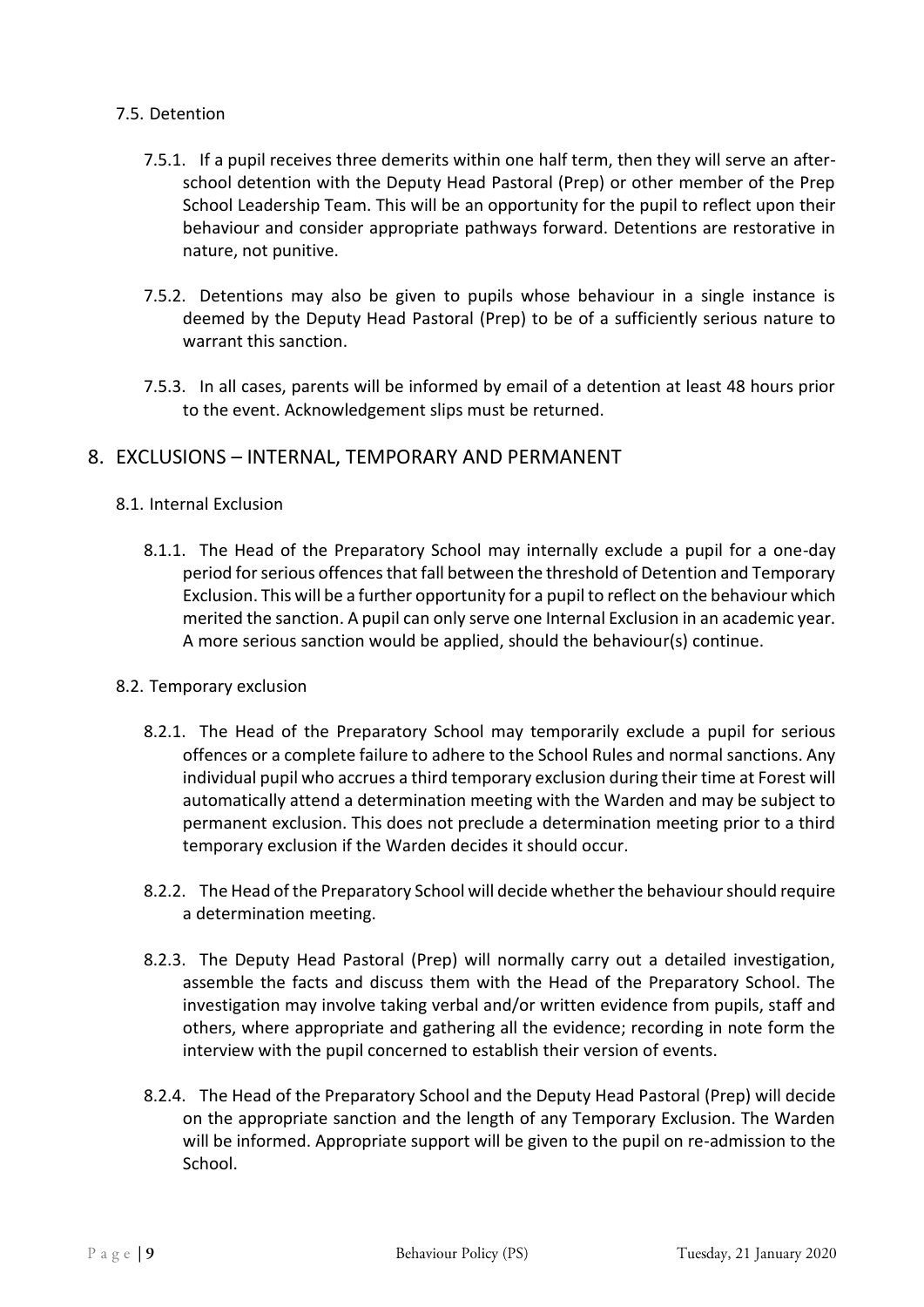### 7.5. Detention

7.5.1. If a pupil receives three demerits within one half term, then they will serve an after-school detention with the Deputy Head Pastoral (Prep) or other member of the Prep School Leadership Team. This will be an opportunity for the pupil to reflect upon their behaviour and consider appropriate pathways forward. Detentions are restorative in nature, not punitive.

7.5.2. Detentions may also be given to pupils whose behaviour in a single instance is deemed by the Deputy Head Pastoral (Prep) to be of a sufficiently serious nature to warrant this sanction.

7.5.3. In all cases, parents will be informed by email of a detention at least 48 hours prior to the event. Acknowledgement slips must be returned.

## 8. EXCLUSIONS – INTERNAL, TEMPORARY AND PERMANENT

### 8.1. Internal Exclusion

8.1.1. The Head of the Preparatory School may internally exclude a pupil for a one-day period for serious offences that fall between the threshold of Detention and Temporary Exclusion. This will be a further opportunity for a pupil to reflect on the behaviour which merited the sanction. A pupil can only serve one Internal Exclusion in an academic year. A more serious sanction would be applied, should the behaviour(s) continue.

### 8.2. Temporary exclusion

8.2.1. The Head of the Preparatory School may temporarily exclude a pupil for serious offences or a complete failure to adhere to the School Rules and normal sanctions. Any individual pupil who accrues a third temporary exclusion during their time at Forest will automatically attend a determination meeting with the Warden and may be subject to permanent exclusion. This does not preclude a determination meeting prior to a third temporary exclusion if the Warden decides it should occur.

8.2.2. The Head of the Preparatory School will decide whether the behaviour should require a determination meeting.

8.2.3. The Deputy Head Pastoral (Prep) will normally carry out a detailed investigation, assemble the facts and discuss them with the Head of the Preparatory School. The investigation may involve taking verbal and/or written evidence from pupils, staff and others, where appropriate and gathering all the evidence; recording in note form the interview with the pupil concerned to establish their version of events.

8.2.4. The Head of the Preparatory School and the Deputy Head Pastoral (Prep) will decide on the appropriate sanction and the length of any Temporary Exclusion. The Warden will be informed. Appropriate support will be given to the pupil on re-admission to the School.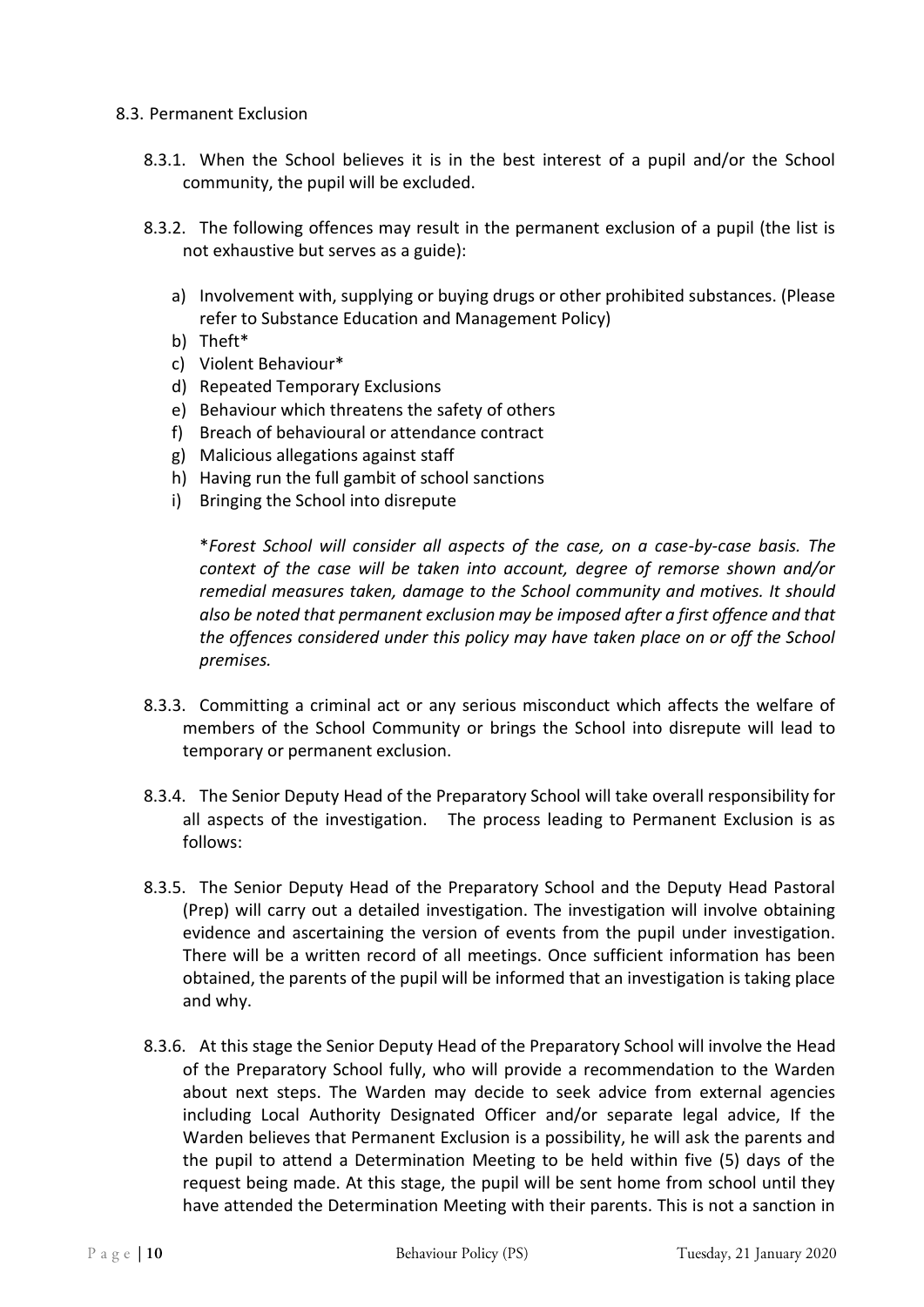## 8.3. Permanent Exclusion

8.3.1. When the School believes it is in the best interest of a pupil and/or the School community, the pupil will be excluded.

8.3.2. The following offences may result in the permanent exclusion of a pupil (the list is not exhaustive but serves as a guide):

a) Involvement with, supplying or buying drugs or other prohibited substances. (Please refer to Substance Education and Management Policy)
b) Theft*
c) Violent Behaviour*
d) Repeated Temporary Exclusions
e) Behaviour which threatens the safety of others
f) Breach of behavioural or attendance contract
g) Malicious allegations against staff
h) Having run the full gambit of school sanctions
i) Bringing the School into disrepute

*\*Forest School will consider all aspects of the case, on a case-by-case basis. The context of the case will be taken into account, degree of remorse shown and/or remedial measures taken, damage to the School community and motives. It should also be noted that permanent exclusion may be imposed after a first offence and that the offences considered under this policy may have taken place on or off the School premises.*

8.3.3. Committing a criminal act or any serious misconduct which affects the welfare of members of the School Community or brings the School into disrepute will lead to temporary or permanent exclusion.

8.3.4. The Senior Deputy Head of the Preparatory School will take overall responsibility for all aspects of the investigation. The process leading to Permanent Exclusion is as follows:

8.3.5. The Senior Deputy Head of the Preparatory School and the Deputy Head Pastoral (Prep) will carry out a detailed investigation. The investigation will involve obtaining evidence and ascertaining the version of events from the pupil under investigation. There will be a written record of all meetings. Once sufficient information has been obtained, the parents of the pupil will be informed that an investigation is taking place and why.

8.3.6. At this stage the Senior Deputy Head of the Preparatory School will involve the Head of the Preparatory School fully, who will provide a recommendation to the Warden about next steps. The Warden may decide to seek advice from external agencies including Local Authority Designated Officer and/or separate legal advice, If the Warden believes that Permanent Exclusion is a possibility, he will ask the parents and the pupil to attend a Determination Meeting to be held within five (5) days of the request being made. At this stage, the pupil will be sent home from school until they have attended the Determination Meeting with their parents. This is not a sanction in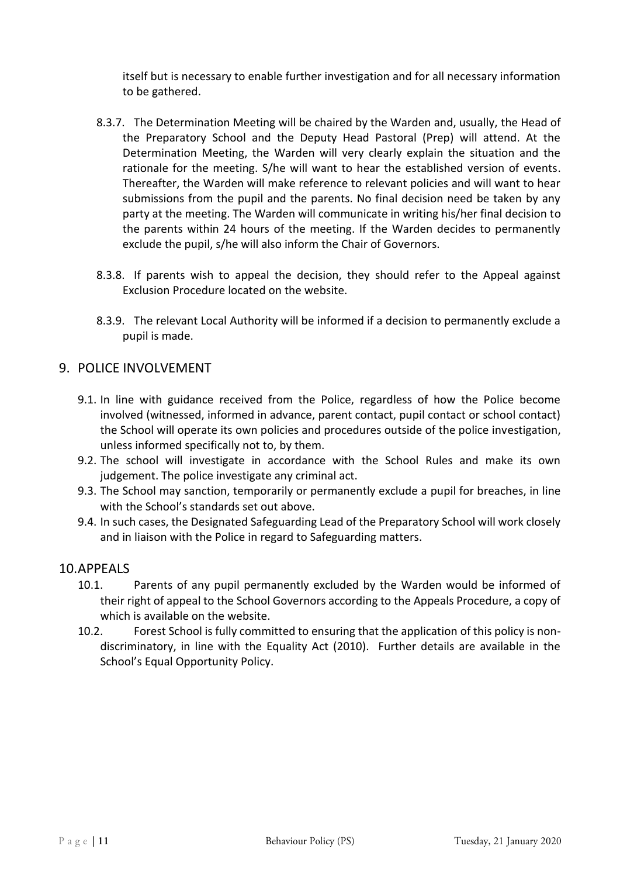itself but is necessary to enable further investigation and for all necessary information to be gathered.

8.3.7. The Determination Meeting will be chaired by the Warden and, usually, the Head of the Preparatory School and the Deputy Head Pastoral (Prep) will attend. At the Determination Meeting, the Warden will very clearly explain the situation and the rationale for the meeting. S/he will want to hear the established version of events. Thereafter, the Warden will make reference to relevant policies and will want to hear submissions from the pupil and the parents. No final decision need be taken by any party at the meeting. The Warden will communicate in writing his/her final decision to the parents within 24 hours of the meeting. If the Warden decides to permanently exclude the pupil, s/he will also inform the Chair of Governors.

8.3.8. If parents wish to appeal the decision, they should refer to the Appeal against Exclusion Procedure located on the website.

8.3.9. The relevant Local Authority will be informed if a decision to permanently exclude a pupil is made.

## 9. POLICE INVOLVEMENT

9.1. In line with guidance received from the Police, regardless of how the Police become involved (witnessed, informed in advance, parent contact, pupil contact or school contact) the School will operate its own policies and procedures outside of the police investigation, unless informed specifically not to, by them.

9.2. The school will investigate in accordance with the School Rules and make its own judgement. The police investigate any criminal act.

9.3. The School may sanction, temporarily or permanently exclude a pupil for breaches, in line with the School's standards set out above.

9.4. In such cases, the Designated Safeguarding Lead of the Preparatory School will work closely and in liaison with the Police in regard to Safeguarding matters.

## 10. APPEALS

10.1. Parents of any pupil permanently excluded by the Warden would be informed of their right of appeal to the School Governors according to the Appeals Procedure, a copy of which is available on the website.

10.2. Forest School is fully committed to ensuring that the application of this policy is non-discriminatory, in line with the Equality Act (2010). Further details are available in the School's Equal Opportunity Policy.